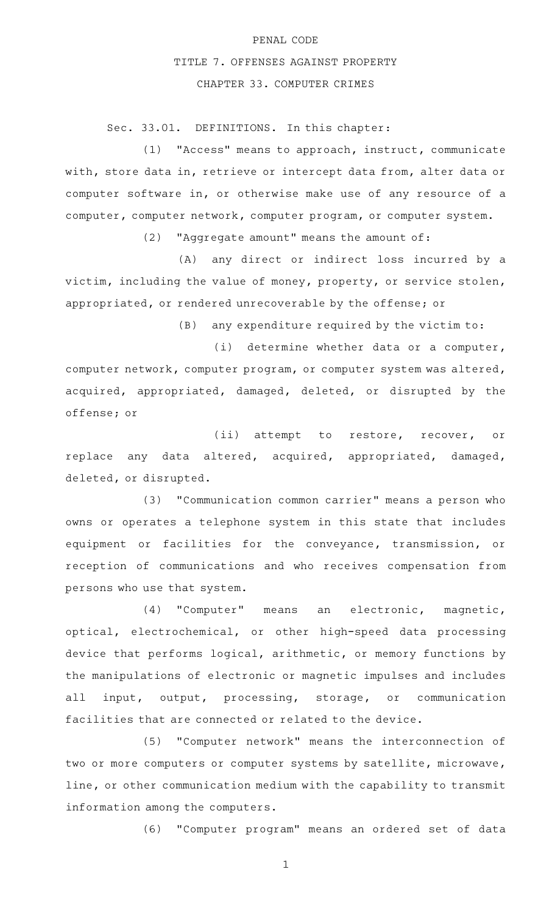PENAL CODE

TITLE 7. OFFENSES AGAINST PROPERTY

CHAPTER 33. COMPUTER CRIMES

Sec. 33.01. DEFINITIONS. In this chapter:

(1) "Access" means to approach, instruct, communicate with, store data in, retrieve or intercept data from, alter data or computer software in, or otherwise make use of any resource of a computer, computer network, computer program, or computer system.

(2) "Aggregate amount" means the amount of:

(A) any direct or indirect loss incurred by a victim, including the value of money, property, or service stolen, appropriated, or rendered unrecoverable by the offense; or

(B) any expenditure required by the victim to:

(i) determine whether data or a computer, computer network, computer program, or computer system was altered, acquired, appropriated, damaged, deleted, or disrupted by the offense; or

(ii) attempt to restore, recover, or replace any data altered, acquired, appropriated, damaged, deleted, or disrupted.

(3) "Communication common carrier" means a person who owns or operates a telephone system in this state that includes equipment or facilities for the conveyance, transmission, or reception of communications and who receives compensation from persons who use that system.

(4) "Computer" means an electronic, magnetic, optical, electrochemical, or other high-speed data processing device that performs logical, arithmetic, or memory functions by the manipulations of electronic or magnetic impulses and includes all input, output, processing, storage, or communication facilities that are connected or related to the device.

(5) "Computer network" means the interconnection of two or more computers or computer systems by satellite, microwave, line, or other communication medium with the capability to transmit information among the computers.

(6) "Computer program" means an ordered set of data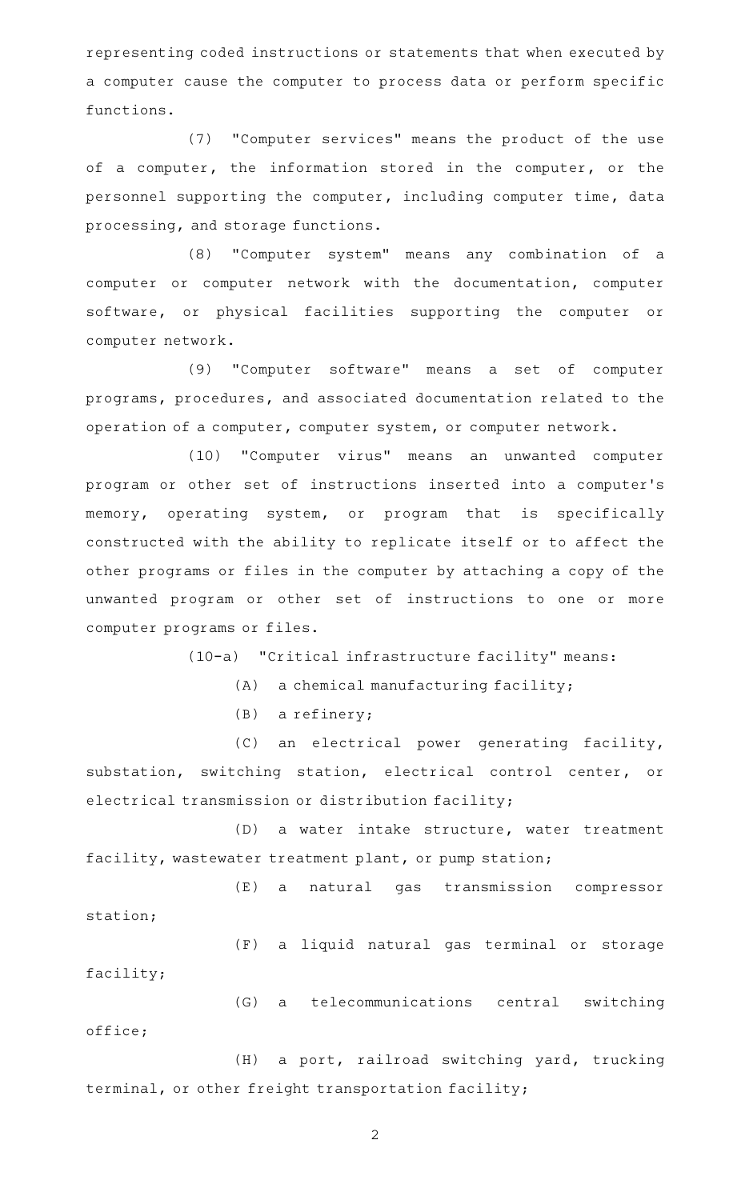representing coded instructions or statements that when executed by a computer cause the computer to process data or perform specific functions.

(7) "Computer services" means the product of the use of a computer, the information stored in the computer, or the personnel supporting the computer, including computer time, data processing, and storage functions.

(8) "Computer system" means any combination of a computer or computer network with the documentation, computer software, or physical facilities supporting the computer or computer network.

(9) "Computer software" means a set of computer programs, procedures, and associated documentation related to the operation of a computer, computer system, or computer network.

(10) "Computer virus" means an unwanted computer program or other set of instructions inserted into a computer's memory, operating system, or program that is specifically constructed with the ability to replicate itself or to affect the other programs or files in the computer by attaching a copy of the unwanted program or other set of instructions to one or more computer programs or files.

(10-a) "Critical infrastructure facility" means:

(A) a chemical manufacturing facility;

(B) a refinery;

(C) an electrical power generating facility, substation, switching station, electrical control center, or electrical transmission or distribution facility;

(D) a water intake structure, water treatment facility, wastewater treatment plant, or pump station;

(E) a natural gas transmission compressor station;

(F) a liquid natural gas terminal or storage facility;

(G) a telecommunications central switching office;

(H) a port, railroad switching yard, trucking terminal, or other freight transportation facility;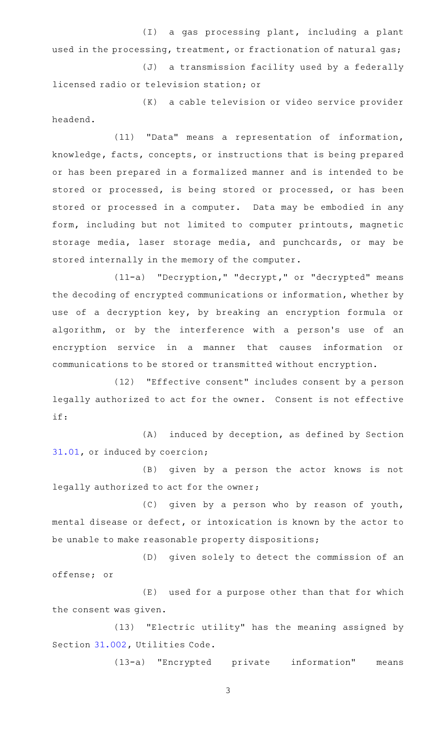(I) a gas processing plant, including a plant used in the processing, treatment, or fractionation of natural gas;

(J) a transmission facility used by a federally licensed radio or television station; or

(K) a cable television or video service provider headend.

(11) "Data" means a representation of information, knowledge, facts, concepts, or instructions that is being prepared or has been prepared in a formalized manner and is intended to be stored or processed, is being stored or processed, or has been stored or processed in a computer. Data may be embodied in any form, including but not limited to computer printouts, magnetic storage media, laser storage media, and punchcards, or may be stored internally in the memory of the computer.

(11-a) "Decryption," "decrypt," or "decrypted" means the decoding of encrypted communications or information, whether by use of a decryption key, by breaking an encryption formula or algorithm, or by the interference with a person's use of an encryption service in a manner that causes information or communications to be stored or transmitted without encryption.

(12) "Effective consent" includes consent by a person legally authorized to act for the owner. Consent is not effective if:

(A) induced by deception, as defined by Section 31.01, or induced by coercion;

(B) given by a person the actor knows is not legally authorized to act for the owner;

(C) given by a person who by reason of youth, mental disease or defect, or intoxication is known by the actor to be unable to make reasonable property dispositions;

(D) given solely to detect the commission of an offense; or

(E) used for a purpose other than that for which the consent was given.

(13) "Electric utility" has the meaning assigned by Section 31.002, Utilities Code.

(13-a) "Encrypted private information" means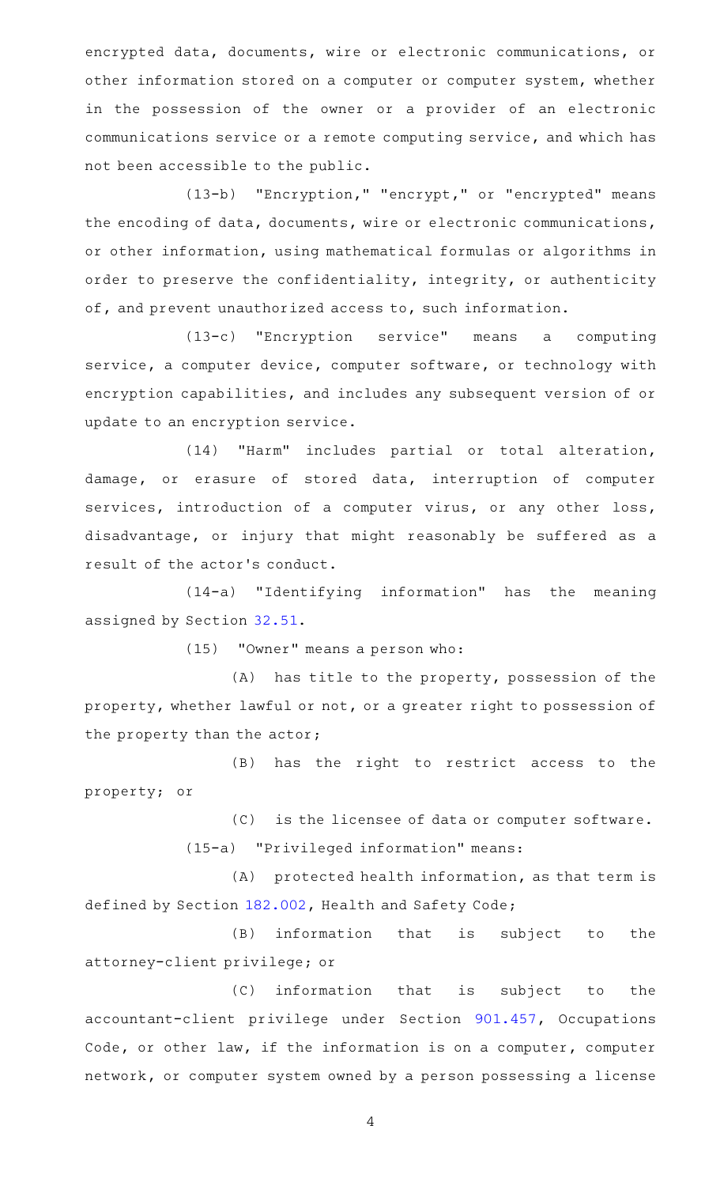encrypted data, documents, wire or electronic communications, or other information stored on a computer or computer system, whether in the possession of the owner or a provider of an electronic communications service or a remote computing service, and which has not been accessible to the public.

(13-b) "Encryption," "encrypt," or "encrypted" means the encoding of data, documents, wire or electronic communications, or other information, using mathematical formulas or algorithms in order to preserve the confidentiality, integrity, or authenticity of, and prevent unauthorized access to, such information.

(13-c) "Encryption service" means a computing service, a computer device, computer software, or technology with encryption capabilities, and includes any subsequent version of or update to an encryption service.

(14) "Harm" includes partial or total alteration, damage, or erasure of stored data, interruption of computer services, introduction of a computer virus, or any other loss, disadvantage, or injury that might reasonably be suffered as a result of the actor's conduct.

(14-a) "Identifying information" has the meaning assigned by Section 32.51.

(15) "Owner" means a person who:

(A) has title to the property, possession of the property, whether lawful or not, or a greater right to possession of the property than the actor;

(B) has the right to restrict access to the property; or

(C) is the licensee of data or computer software.

(15-a) "Privileged information" means:

(A) protected health information, as that term is defined by Section 182.002, Health and Safety Code;

(B) information that is subject to the attorney-client privilege; or

(C) information that is subject to the accountant-client privilege under Section 901.457, Occupations Code, or other law, if the information is on a computer, computer network, or computer system owned by a person possessing a license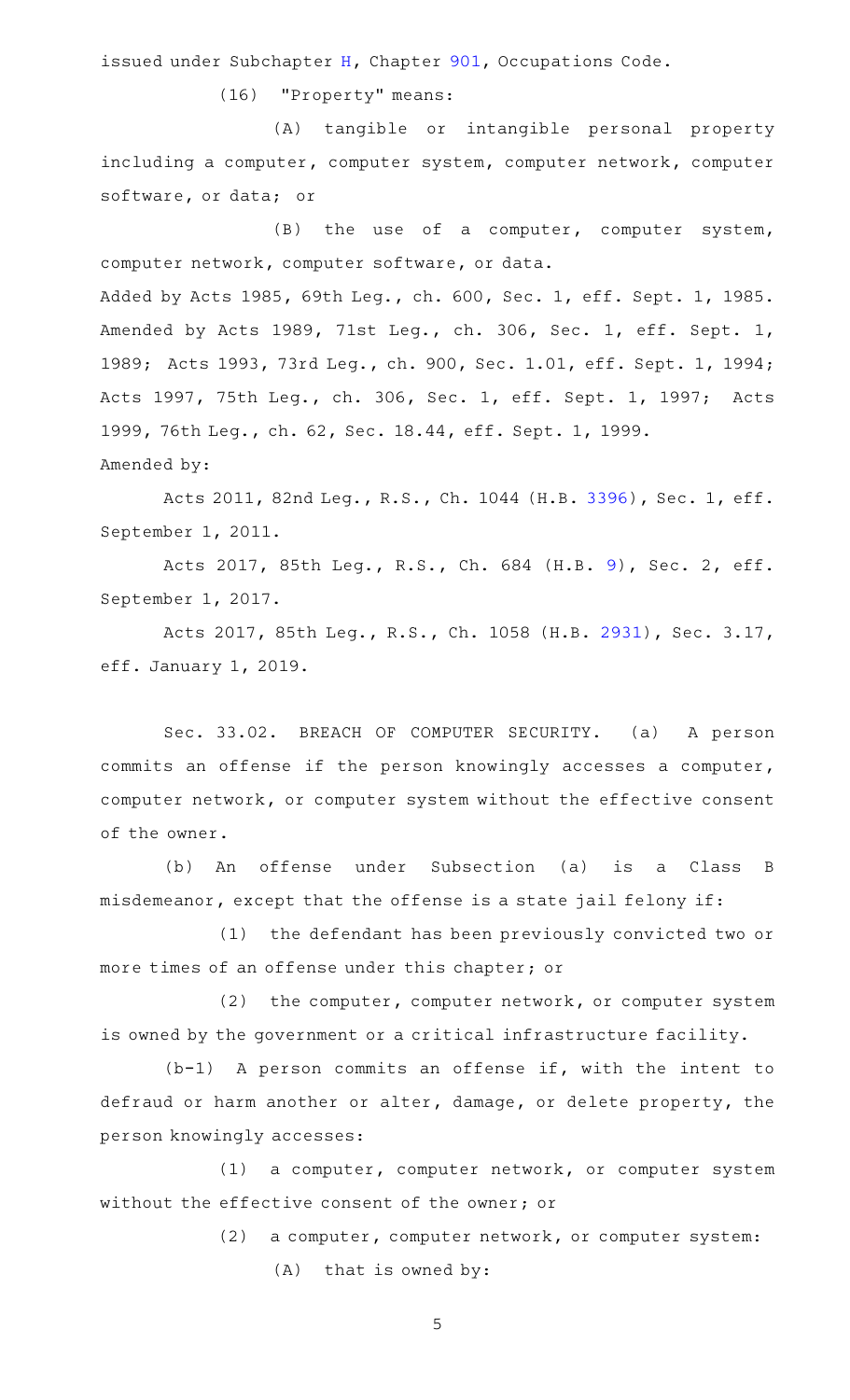issued under Subchapter H, Chapter 901, Occupations Code.

(16) "Property" means:

(A) tangible or intangible personal property including a computer, computer system, computer network, computer software, or data; or

(B) the use of a computer, computer system, computer network, computer software, or data.

Added by Acts 1985, 69th Leg., ch. 600, Sec. 1, eff. Sept. 1, 1985. Amended by Acts 1989, 71st Leg., ch. 306, Sec. 1, eff. Sept. 1, 1989; Acts 1993, 73rd Leg., ch. 900, Sec. 1.01, eff. Sept. 1, 1994; Acts 1997, 75th Leg., ch. 306, Sec. 1, eff. Sept. 1, 1997; Acts 1999, 76th Leg., ch. 62, Sec. 18.44, eff. Sept. 1, 1999.

Amended by:

Acts 2011, 82nd Leg., R.S., Ch. 1044 (H.B. 3396), Sec. 1, eff. September 1, 2011.

Acts 2017, 85th Leg., R.S., Ch. 684 (H.B. 9), Sec. 2, eff. September 1, 2017.

Acts 2017, 85th Leg., R.S., Ch. 1058 (H.B. 2931), Sec. 3.17, eff. January 1, 2019.

Sec. 33.02. BREACH OF COMPUTER SECURITY. (a) A person commits an offense if the person knowingly accesses a computer, computer network, or computer system without the effective consent of the owner.

(b) An offense under Subsection (a) is a Class B misdemeanor, except that the offense is a state jail felony if:

(1) the defendant has been previously convicted two or more times of an offense under this chapter; or

(2) the computer, computer network, or computer system is owned by the government or a critical infrastructure facility.

(b-1) A person commits an offense if, with the intent to defraud or harm another or alter, damage, or delete property, the person knowingly accesses:

(1) a computer, computer network, or computer system without the effective consent of the owner; or

(2) a computer, computer network, or computer system:

(A) that is owned by: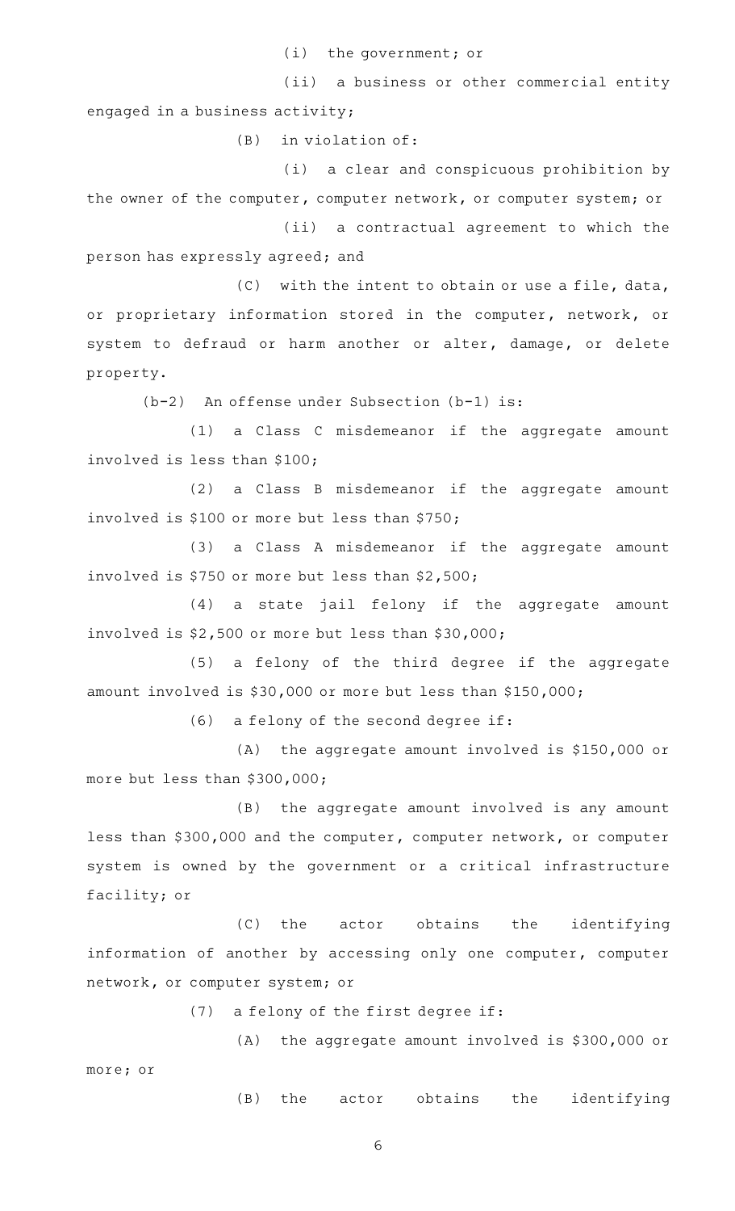(i) the government; or

(ii) a business or other commercial entity engaged in a business activity;

(B) in violation of:

(i) a clear and conspicuous prohibition by the owner of the computer, computer network, or computer system; or

(ii) a contractual agreement to which the person has expressly agreed; and

(C) with the intent to obtain or use a file, data, or proprietary information stored in the computer, network, or system to defraud or harm another or alter, damage, or delete property.

(b-2) An offense under Subsection (b-1) is:

(1) a Class C misdemeanor if the aggregate amount involved is less than $100;

(2) a Class B misdemeanor if the aggregate amount involved is $100 or more but less than $750;

(3) a Class A misdemeanor if the aggregate amount involved is $750 or more but less than $2,500;

(4) a state jail felony if the aggregate amount involved is $2,500 or more but less than $30,000;

(5) a felony of the third degree if the aggregate amount involved is $30,000 or more but less than $150,000;

(6) a felony of the second degree if:

(A) the aggregate amount involved is $150,000 or more but less than $300,000;

(B) the aggregate amount involved is any amount less than $300,000 and the computer, computer network, or computer system is owned by the government or a critical infrastructure facility; or

(C) the actor obtains the identifying information of another by accessing only one computer, computer network, or computer system; or

(7) a felony of the first degree if:

(A) the aggregate amount involved is $300,000 or more; or

(B) the actor obtains the identifying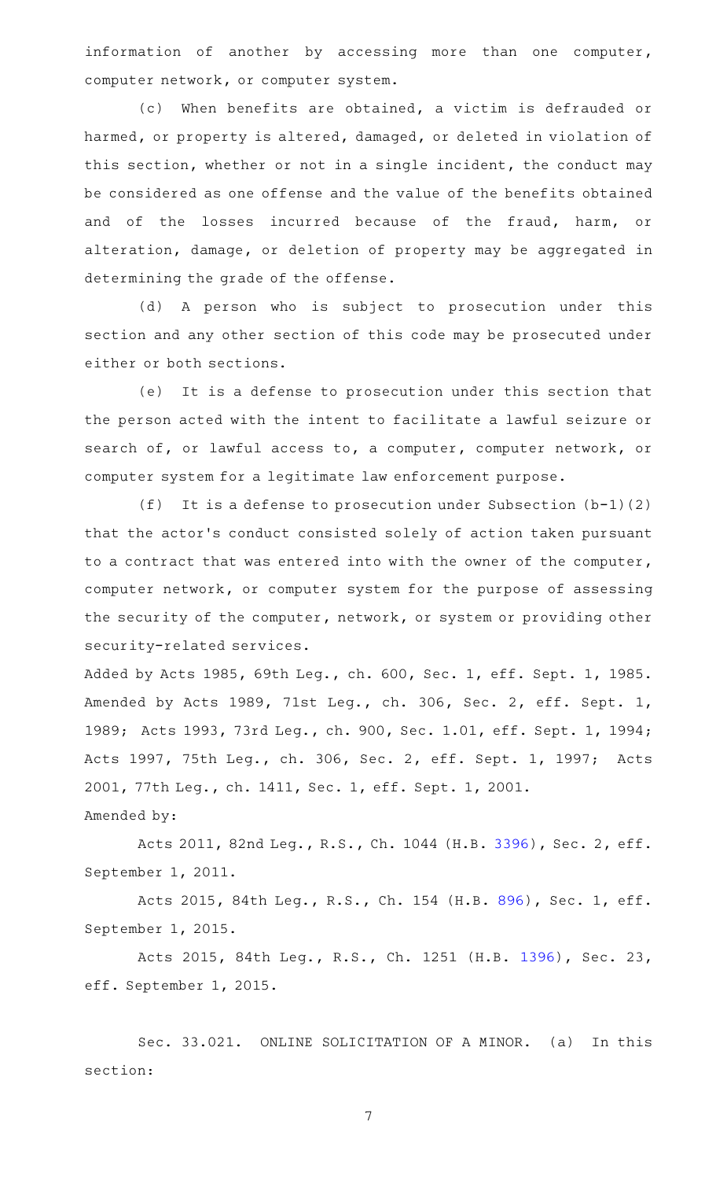information of another by accessing more than one computer, computer network, or computer system.

(c) When benefits are obtained, a victim is defrauded or harmed, or property is altered, damaged, or deleted in violation of this section, whether or not in a single incident, the conduct may be considered as one offense and the value of the benefits obtained and of the losses incurred because of the fraud, harm, or alteration, damage, or deletion of property may be aggregated in determining the grade of the offense.

(d) A person who is subject to prosecution under this section and any other section of this code may be prosecuted under either or both sections.

(e) It is a defense to prosecution under this section that the person acted with the intent to facilitate a lawful seizure or search of, or lawful access to, a computer, computer network, or computer system for a legitimate law enforcement purpose.

(f) It is a defense to prosecution under Subsection (b-1)(2) that the actor's conduct consisted solely of action taken pursuant to a contract that was entered into with the owner of the computer, computer network, or computer system for the purpose of assessing the security of the computer, network, or system or providing other security-related services.

Added by Acts 1985, 69th Leg., ch. 600, Sec. 1, eff. Sept. 1, 1985. Amended by Acts 1989, 71st Leg., ch. 306, Sec. 2, eff. Sept. 1, 1989; Acts 1993, 73rd Leg., ch. 900, Sec. 1.01, eff. Sept. 1, 1994; Acts 1997, 75th Leg., ch. 306, Sec. 2, eff. Sept. 1, 1997; Acts 2001, 77th Leg., ch. 1411, Sec. 1, eff. Sept. 1, 2001.

Amended by:

Acts 2011, 82nd Leg., R.S., Ch. 1044 (H.B. 3396), Sec. 2, eff. September 1, 2011.

Acts 2015, 84th Leg., R.S., Ch. 154 (H.B. 896), Sec. 1, eff. September 1, 2015.

Acts 2015, 84th Leg., R.S., Ch. 1251 (H.B. 1396), Sec. 23, eff. September 1, 2015.

Sec. 33.021. ONLINE SOLICITATION OF A MINOR. (a) In this section: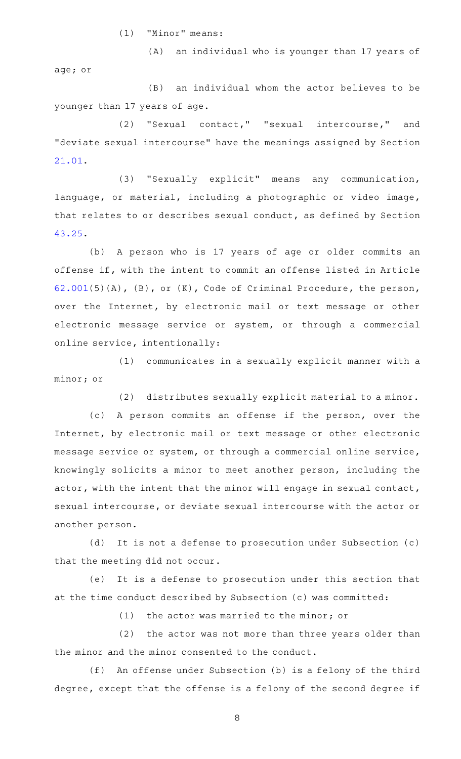(1) "Minor" means:

(A) an individual who is younger than 17 years of age; or

(B) an individual whom the actor believes to be younger than 17 years of age.

(2) "Sexual contact," "sexual intercourse," and "deviate sexual intercourse" have the meanings assigned by Section 21.01.

(3) "Sexually explicit" means any communication, language, or material, including a photographic or video image, that relates to or describes sexual conduct, as defined by Section 43.25.

(b) A person who is 17 years of age or older commits an offense if, with the intent to commit an offense listed in Article 62.001(5)(A), (B), or (K), Code of Criminal Procedure, the person, over the Internet, by electronic mail or text message or other electronic message service or system, or through a commercial online service, intentionally:

(1) communicates in a sexually explicit manner with a minor; or

(2) distributes sexually explicit material to a minor.

(c) A person commits an offense if the person, over the Internet, by electronic mail or text message or other electronic message service or system, or through a commercial online service, knowingly solicits a minor to meet another person, including the actor, with the intent that the minor will engage in sexual contact, sexual intercourse, or deviate sexual intercourse with the actor or another person.

(d) It is not a defense to prosecution under Subsection (c) that the meeting did not occur.

(e) It is a defense to prosecution under this section that at the time conduct described by Subsection (c) was committed:

(1) the actor was married to the minor; or

(2) the actor was not more than three years older than the minor and the minor consented to the conduct.

(f) An offense under Subsection (b) is a felony of the third degree, except that the offense is a felony of the second degree if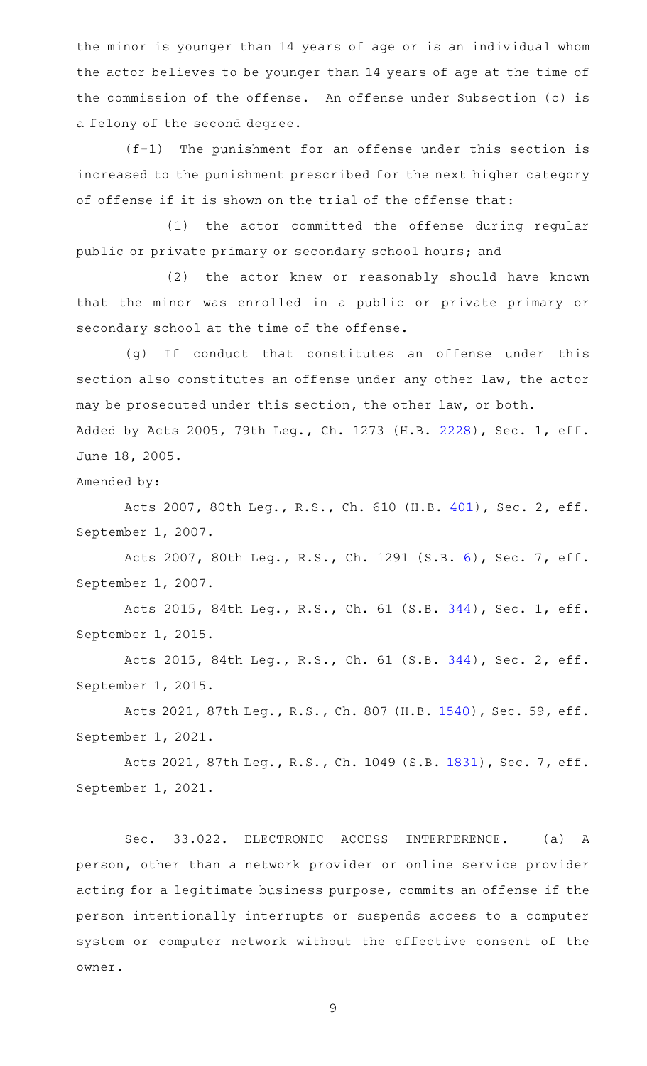the minor is younger than 14 years of age or is an individual whom the actor believes to be younger than 14 years of age at the time of the commission of the offense. An offense under Subsection (c) is a felony of the second degree.

(f-1) The punishment for an offense under this section is increased to the punishment prescribed for the next higher category of offense if it is shown on the trial of the offense that:

(1) the actor committed the offense during regular public or private primary or secondary school hours; and

(2) the actor knew or reasonably should have known that the minor was enrolled in a public or private primary or secondary school at the time of the offense.

(g) If conduct that constitutes an offense under this section also constitutes an offense under any other law, the actor may be prosecuted under this section, the other law, or both.

Added by Acts 2005, 79th Leg., Ch. 1273 (H.B. 2228), Sec. 1, eff. June 18, 2005.

Amended by:

Acts 2007, 80th Leg., R.S., Ch. 610 (H.B. 401), Sec. 2, eff. September 1, 2007.

Acts 2007, 80th Leg., R.S., Ch. 1291 (S.B. 6), Sec. 7, eff. September 1, 2007.

Acts 2015, 84th Leg., R.S., Ch. 61 (S.B. 344), Sec. 1, eff. September 1, 2015.

Acts 2015, 84th Leg., R.S., Ch. 61 (S.B. 344), Sec. 2, eff. September 1, 2015.

Acts 2021, 87th Leg., R.S., Ch. 807 (H.B. 1540), Sec. 59, eff. September 1, 2021.

Acts 2021, 87th Leg., R.S., Ch. 1049 (S.B. 1831), Sec. 7, eff. September 1, 2021.

Sec. 33.022. ELECTRONIC ACCESS INTERFERENCE. (a) A person, other than a network provider or online service provider acting for a legitimate business purpose, commits an offense if the person intentionally interrupts or suspends access to a computer system or computer network without the effective consent of the owner.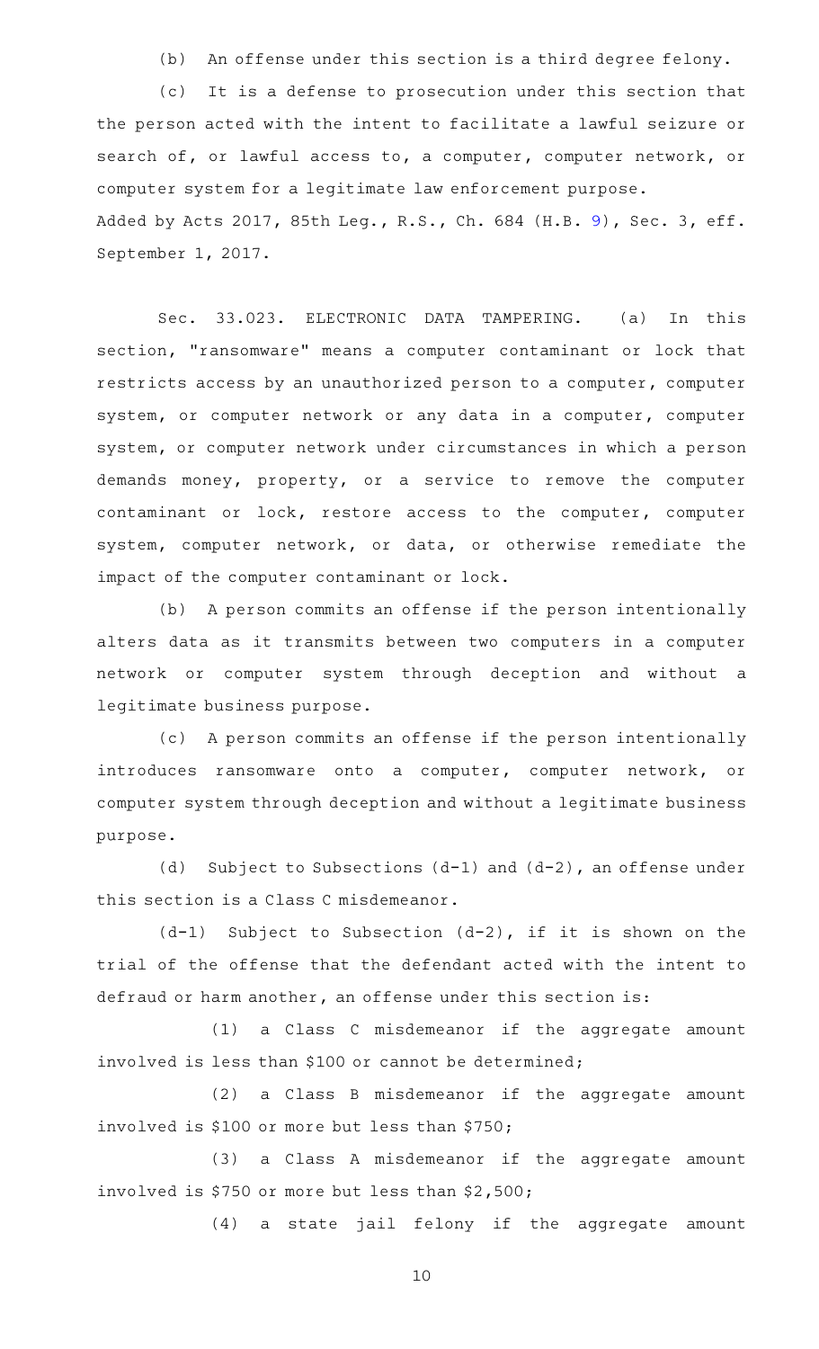(b) An offense under this section is a third degree felony.

(c) It is a defense to prosecution under this section that the person acted with the intent to facilitate a lawful seizure or search of, or lawful access to, a computer, computer network, or computer system for a legitimate law enforcement purpose.

Added by Acts 2017, 85th Leg., R.S., Ch. 684 (H.B. 9), Sec. 3, eff. September 1, 2017.

Sec. 33.023. ELECTRONIC DATA TAMPERING. (a) In this section, "ransomware" means a computer contaminant or lock that restricts access by an unauthorized person to a computer, computer system, or computer network or any data in a computer, computer system, or computer network under circumstances in which a person demands money, property, or a service to remove the computer contaminant or lock, restore access to the computer, computer system, computer network, or data, or otherwise remediate the impact of the computer contaminant or lock.

(b) A person commits an offense if the person intentionally alters data as it transmits between two computers in a computer network or computer system through deception and without a legitimate business purpose.

(c) A person commits an offense if the person intentionally introduces ransomware onto a computer, computer network, or computer system through deception and without a legitimate business purpose.

(d) Subject to Subsections (d-1) and (d-2), an offense under this section is a Class C misdemeanor.

(d-1) Subject to Subsection (d-2), if it is shown on the trial of the offense that the defendant acted with the intent to defraud or harm another, an offense under this section is:

(1) a Class C misdemeanor if the aggregate amount involved is less than $100 or cannot be determined;

(2) a Class B misdemeanor if the aggregate amount involved is $100 or more but less than $750;

(3) a Class A misdemeanor if the aggregate amount involved is $750 or more but less than $2,500;

(4) a state jail felony if the aggregate amount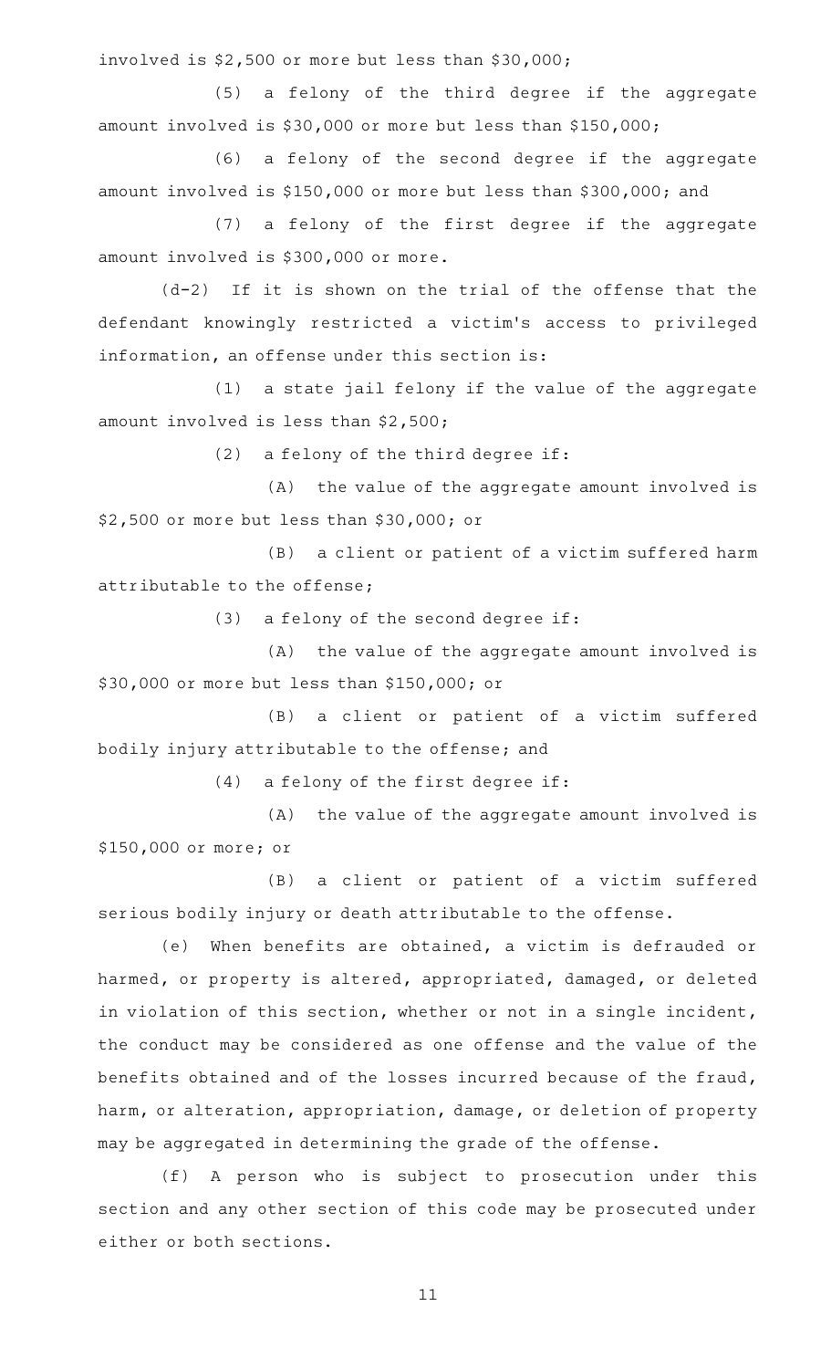involved is $2,500 or more but less than $30,000;

(5) a felony of the third degree if the aggregate amount involved is $30,000 or more but less than $150,000;

(6) a felony of the second degree if the aggregate amount involved is $150,000 or more but less than $300,000; and

(7) a felony of the first degree if the aggregate amount involved is $300,000 or more.

(d-2) If it is shown on the trial of the offense that the defendant knowingly restricted a victim's access to privileged information, an offense under this section is:

(1) a state jail felony if the value of the aggregate amount involved is less than $2,500;

(2) a felony of the third degree if:

(A) the value of the aggregate amount involved is $2,500 or more but less than $30,000; or

(B) a client or patient of a victim suffered harm attributable to the offense;

(3) a felony of the second degree if:

(A) the value of the aggregate amount involved is $30,000 or more but less than $150,000; or

(B) a client or patient of a victim suffered bodily injury attributable to the offense; and

(4) a felony of the first degree if:

(A) the value of the aggregate amount involved is $150,000 or more; or

(B) a client or patient of a victim suffered serious bodily injury or death attributable to the offense.

(e) When benefits are obtained, a victim is defrauded or harmed, or property is altered, appropriated, damaged, or deleted in violation of this section, whether or not in a single incident, the conduct may be considered as one offense and the value of the benefits obtained and of the losses incurred because of the fraud, harm, or alteration, appropriation, damage, or deletion of property may be aggregated in determining the grade of the offense.

(f) A person who is subject to prosecution under this section and any other section of this code may be prosecuted under either or both sections.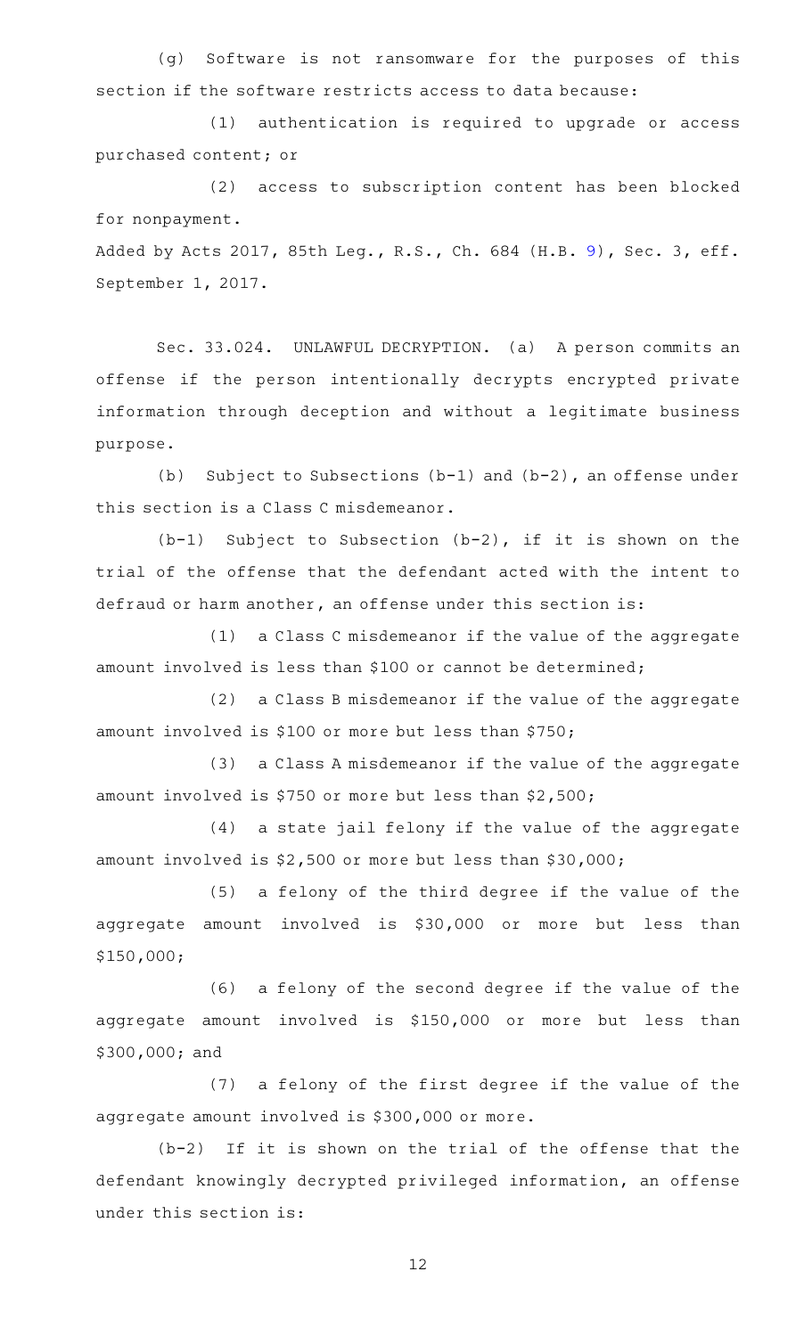(g) Software is not ransomware for the purposes of this section if the software restricts access to data because:

(1) authentication is required to upgrade or access purchased content; or

(2) access to subscription content has been blocked for nonpayment.

Added by Acts 2017, 85th Leg., R.S., Ch. 684 (H.B. 9), Sec. 3, eff. September 1, 2017.

Sec. 33.024. UNLAWFUL DECRYPTION. (a) A person commits an offense if the person intentionally decrypts encrypted private information through deception and without a legitimate business purpose.

(b) Subject to Subsections (b-1) and (b-2), an offense under this section is a Class C misdemeanor.

(b-1) Subject to Subsection (b-2), if it is shown on the trial of the offense that the defendant acted with the intent to defraud or harm another, an offense under this section is:

(1) a Class C misdemeanor if the value of the aggregate amount involved is less than $100 or cannot be determined;

(2) a Class B misdemeanor if the value of the aggregate amount involved is $100 or more but less than $750;

(3) a Class A misdemeanor if the value of the aggregate amount involved is $750 or more but less than $2,500;

(4) a state jail felony if the value of the aggregate amount involved is $2,500 or more but less than $30,000;

(5) a felony of the third degree if the value of the aggregate amount involved is $30,000 or more but less than $150,000;

(6) a felony of the second degree if the value of the aggregate amount involved is $150,000 or more but less than $300,000; and

(7) a felony of the first degree if the value of the aggregate amount involved is $300,000 or more.

(b-2) If it is shown on the trial of the offense that the defendant knowingly decrypted privileged information, an offense under this section is: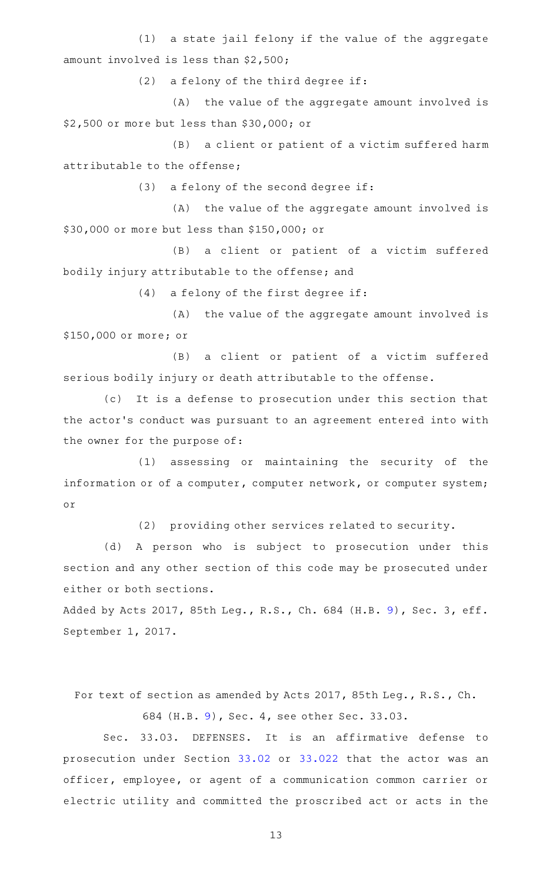(1) a state jail felony if the value of the aggregate amount involved is less than $2,500;

(2) a felony of the third degree if:

(A) the value of the aggregate amount involved is $2,500 or more but less than $30,000; or

(B) a client or patient of a victim suffered harm attributable to the offense;

(3) a felony of the second degree if:

(A) the value of the aggregate amount involved is $30,000 or more but less than $150,000; or

(B) a client or patient of a victim suffered bodily injury attributable to the offense; and

(4) a felony of the first degree if:

(A) the value of the aggregate amount involved is $150,000 or more; or

(B) a client or patient of a victim suffered serious bodily injury or death attributable to the offense.

(c) It is a defense to prosecution under this section that the actor's conduct was pursuant to an agreement entered into with the owner for the purpose of:

(1) assessing or maintaining the security of the information or of a computer, computer network, or computer system; or

(2) providing other services related to security.

(d) A person who is subject to prosecution under this section and any other section of this code may be prosecuted under either or both sections.

Added by Acts 2017, 85th Leg., R.S., Ch. 684 (H.B. 9), Sec. 3, eff. September 1, 2017.

For text of section as amended by Acts 2017, 85th Leg., R.S., Ch. 684 (H.B. 9), Sec. 4, see other Sec. 33.03.

Sec. 33.03. DEFENSES. It is an affirmative defense to prosecution under Section 33.02 or 33.022 that the actor was an officer, employee, or agent of a communication common carrier or electric utility and committed the proscribed act or acts in the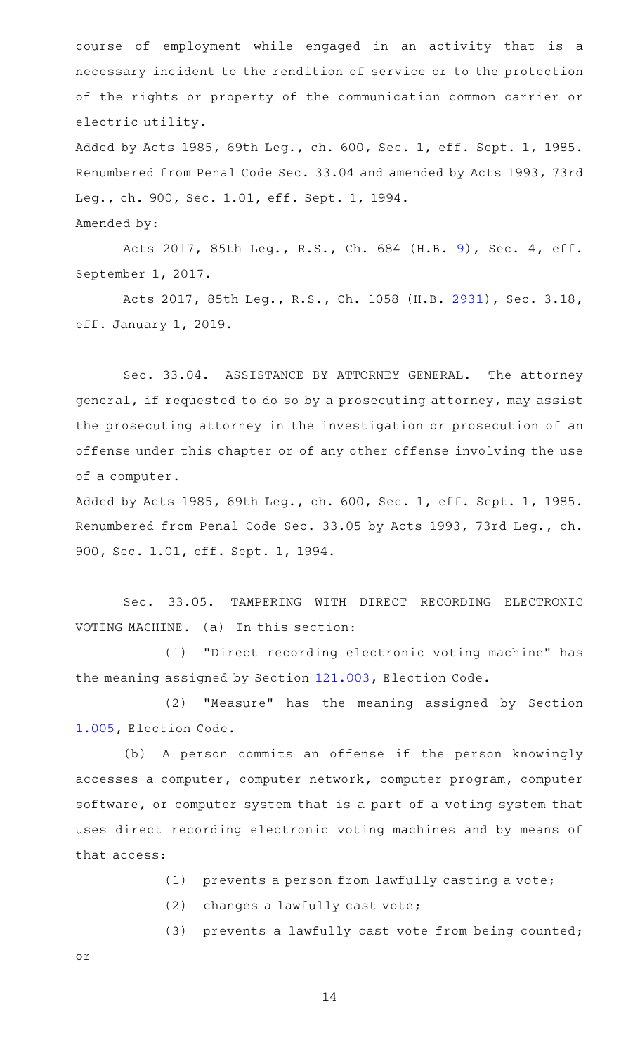course of employment while engaged in an activity that is a necessary incident to the rendition of service or to the protection of the rights or property of the communication common carrier or electric utility.

Added by Acts 1985, 69th Leg., ch. 600, Sec. 1, eff. Sept. 1, 1985. Renumbered from Penal Code Sec. 33.04 and amended by Acts 1993, 73rd Leg., ch. 900, Sec. 1.01, eff. Sept. 1, 1994.

Amended by:

Acts 2017, 85th Leg., R.S., Ch. 684 (H.B. 9), Sec. 4, eff. September 1, 2017.

Acts 2017, 85th Leg., R.S., Ch. 1058 (H.B. 2931), Sec. 3.18, eff. January 1, 2019.

Sec. 33.04. ASSISTANCE BY ATTORNEY GENERAL. The attorney general, if requested to do so by a prosecuting attorney, may assist the prosecuting attorney in the investigation or prosecution of an offense under this chapter or of any other offense involving the use of a computer.

Added by Acts 1985, 69th Leg., ch. 600, Sec. 1, eff. Sept. 1, 1985. Renumbered from Penal Code Sec. 33.05 by Acts 1993, 73rd Leg., ch. 900, Sec. 1.01, eff. Sept. 1, 1994.

Sec. 33.05. TAMPERING WITH DIRECT RECORDING ELECTRONIC VOTING MACHINE. (a) In this section:

(1) "Direct recording electronic voting machine" has the meaning assigned by Section 121.003, Election Code.

(2) "Measure" has the meaning assigned by Section 1.005, Election Code.

(b) A person commits an offense if the person knowingly accesses a computer, computer network, computer program, computer software, or computer system that is a part of a voting system that uses direct recording electronic voting machines and by means of that access:

(1) prevents a person from lawfully casting a vote;

(2) changes a lawfully cast vote;

(3) prevents a lawfully cast vote from being counted; or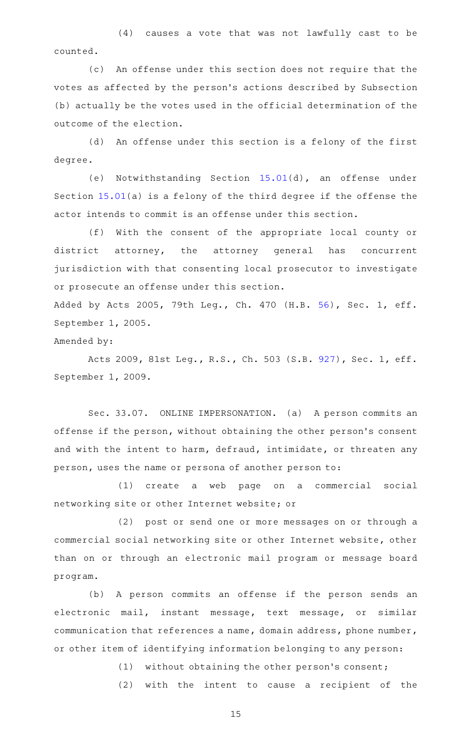(4) causes a vote that was not lawfully cast to be counted.

(c) An offense under this section does not require that the votes as affected by the person's actions described by Subsection (b) actually be the votes used in the official determination of the outcome of the election.

(d) An offense under this section is a felony of the first degree.

(e) Notwithstanding Section 15.01(d), an offense under Section 15.01(a) is a felony of the third degree if the offense the actor intends to commit is an offense under this section.

(f) With the consent of the appropriate local county or district attorney, the attorney general has concurrent jurisdiction with that consenting local prosecutor to investigate or prosecute an offense under this section.

Added by Acts 2005, 79th Leg., Ch. 470 (H.B. 56), Sec. 1, eff. September 1, 2005.

Amended by:

Acts 2009, 81st Leg., R.S., Ch. 503 (S.B. 927), Sec. 1, eff. September 1, 2009.

Sec. 33.07. ONLINE IMPERSONATION. (a) A person commits an offense if the person, without obtaining the other person's consent and with the intent to harm, defraud, intimidate, or threaten any person, uses the name or persona of another person to:

(1) create a web page on a commercial social networking site or other Internet website; or

(2) post or send one or more messages on or through a commercial social networking site or other Internet website, other than on or through an electronic mail program or message board program.

(b) A person commits an offense if the person sends an electronic mail, instant message, text message, or similar communication that references a name, domain address, phone number, or other item of identifying information belonging to any person:

(1) without obtaining the other person's consent;

(2) with the intent to cause a recipient of the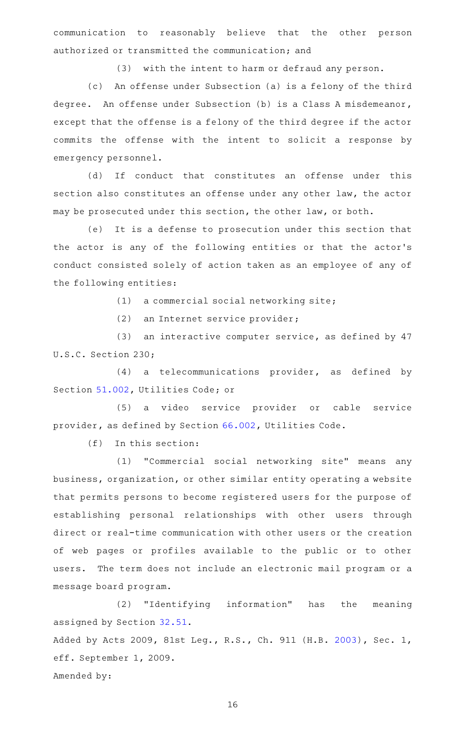communication to reasonably believe that the other person authorized or transmitted the communication; and

(3) with the intent to harm or defraud any person.

(c) An offense under Subsection (a) is a felony of the third degree. An offense under Subsection (b) is a Class A misdemeanor, except that the offense is a felony of the third degree if the actor commits the offense with the intent to solicit a response by emergency personnel.

(d) If conduct that constitutes an offense under this section also constitutes an offense under any other law, the actor may be prosecuted under this section, the other law, or both.

(e) It is a defense to prosecution under this section that the actor is any of the following entities or that the actor's conduct consisted solely of action taken as an employee of any of the following entities:

(1) a commercial social networking site;

(2) an Internet service provider;

(3) an interactive computer service, as defined by 47 U.S.C. Section 230;

(4) a telecommunications provider, as defined by Section 51.002, Utilities Code; or

(5) a video service provider or cable service provider, as defined by Section 66.002, Utilities Code.

(f) In this section:

(1) "Commercial social networking site" means any business, organization, or other similar entity operating a website that permits persons to become registered users for the purpose of establishing personal relationships with other users through direct or real-time communication with other users or the creation of web pages or profiles available to the public or to other users. The term does not include an electronic mail program or a message board program.

(2) "Identifying information" has the meaning assigned by Section 32.51.

Added by Acts 2009, 81st Leg., R.S., Ch. 911 (H.B. 2003), Sec. 1, eff. September 1, 2009.

Amended by: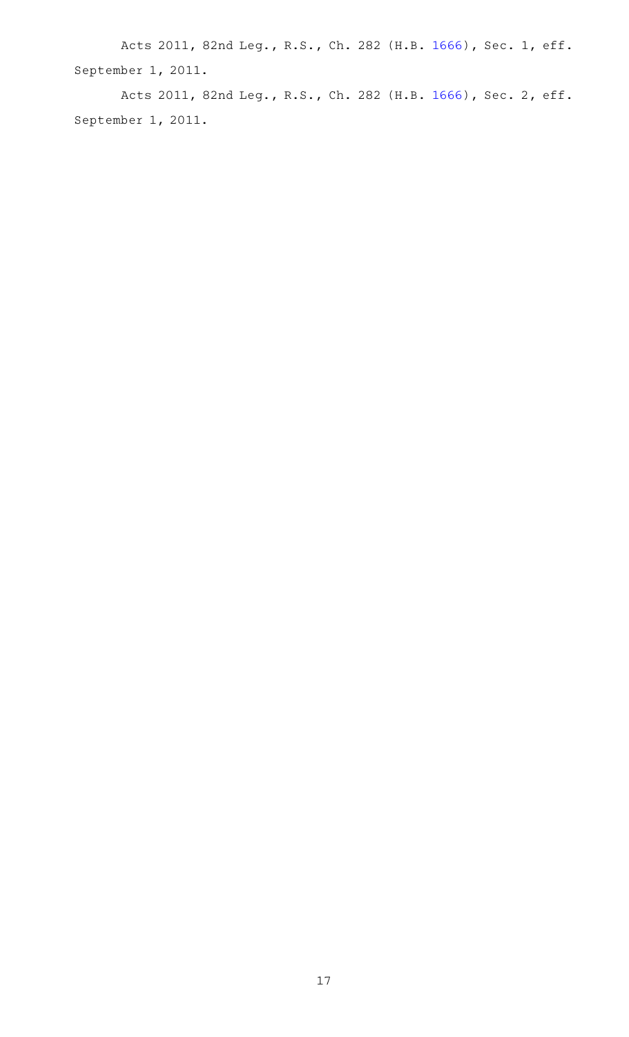Acts 2011, 82nd Leg., R.S., Ch. 282 (H.B. 1666), Sec. 1, eff. September 1, 2011.

Acts 2011, 82nd Leg., R.S., Ch. 282 (H.B. 1666), Sec. 2, eff. September 1, 2011.